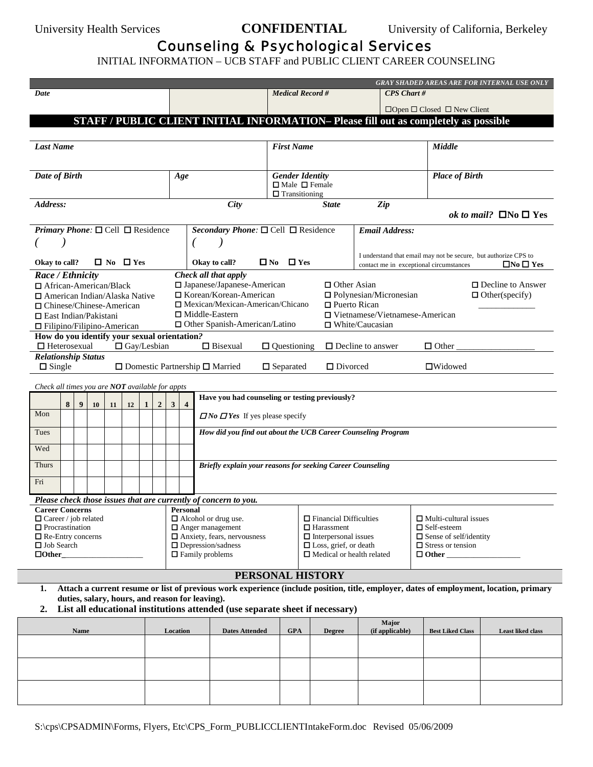University Health Services **CONFIDENTIAL** University of California, Berkeley

# Counseling & Psychological Services

INITIAL INFORMATION – UCB STAFF and PUBLIC CLIENT CAREER COUNSELING

*GRAY SHADED AREAS ARE FOR INTERNAL USE ONLY*

| *Date* | | *Medical Record #* | *CPS Chart #* ☐Open ☐ Closed ☐ New Client |
|---|---|---|---|

## STAFF / PUBLIC CLIENT INITIAL INFORMATION– Please fill out as completely as possible

| *Last Name* | | *First Name* | *Middle* |
|---|---|---|---|
| *Date of Birth* | *Age* | *Gender Identity* ☐ Male ☐ Female ☐ Transitioning | *Place of Birth* |

*Address:* *City* *State* *Zip* ***ok to mail?* ☐No ☐ Yes**

| *Primary Phone:* ☐ Cell ☐ Residence ( ) | *Secondary Phone:* ☐ Cell ☐ Residence ( ) | *Email Address:* |
|---|---|---|
| **Okay to call? ☐ No ☐ Yes** | **Okay to call? ☐ No ☐ Yes** | I understand that email may not be secure, but authorize CPS to contact me in exceptional circumstances **☐No ☐ Yes** |

***Race / Ethnicity*** *Check all that apply*

☐ African-American/Black
☐ American Indian/Alaska Native
☐ Chinese/Chinese-American
☐ East Indian/Pakistani
☐ Filipino/Filipino-American
☐ Japanese/Japanese-American
☐ Korean/Korean-American
☐ Mexican/Mexican-American/Chicano
☐ Middle-Eastern
☐ Other Spanish-American/Latino
☐ Other Asian
☐ Polynesian/Micronesian
☐ Puerto Rican
☐ Vietnamese/Vietnamese-American
☐ White/Caucasian
☐ Decline to Answer
☐ Other(specify) _____________

**How do you identify your sexual orientation?**
☐ Heterosexual ☐ Gay/Lesbian ☐ Bisexual ☐ Questioning ☐ Decline to answer ☐ Other __________________

***Relationship Status***
☐ Single ☐ Domestic Partnership ☐ Married ☐ Separated ☐ Divorced ☐Widowed

*Check all times you are **NOT** available for appts*

| | 8 | 9 | 10 | 11 | 12 | 1 | 2 | 3 | 4 |
|---|---|---|---|---|---|---|---|---|---|
| Mon | | | | | | | | | |
| Tues | | | | | | | | | |
| Wed | | | | | | | | | |
| Thurs | | | | | | | | | |
| Fri | | | | | | | | | |

**Have you had counseling or testing previously?**

***☐ No ☐ Yes*** If yes please specify

***How did you find out about the UCB Career Counseling Program***

***Briefly explain your reasons for seeking Career Counseling***

***Please check those issues that are currently of concern to you.***

| **Career Concerns** | **Personal** | | |
|---|---|---|---|
| ☐ Career / job related | ☐ Alcohol or drug use. | ☐ Financial Difficulties | ☐ Multi-cultural issues |
| ☐ Procrastination | ☐ Anger management | ☐ Harassment | ☐ Self-esteem |
| ☐ Re-Entry concerns | ☐ Anxiety, fears, nervousness | ☐ Interpersonal issues | ☐ Sense of self/identity |
| ☐ Job Search | ☐ Depression/sadness | ☐ Loss, grief, or death | ☐ Stress or tension |
| ☐**Other**____________________ | ☐ Family problems | ☐ Medical or health related | ☐ **Other** ___________________ |

## PERSONAL HISTORY

1. **Attach a current resume or list of previous work experience (include position, title, employer, dates of employment, location, primary duties, salary, hours, and reason for leaving).**
2. **List all educational institutions attended (use separate sheet if necessary)**

| Name | Location | Dates Attended | GPA | Degree | Major (if applicable) | Best Liked Class | Least liked class |
|---|---|---|---|---|---|---|---|
| | | | | | | | |
| | | | | | | | |
| | | | | | | | |

S:\cps\CPSADMIN\Forms, Flyers, Etc\CPS_Form_PUBLICCLIENTIntakeForm.doc Revised 05/06/2009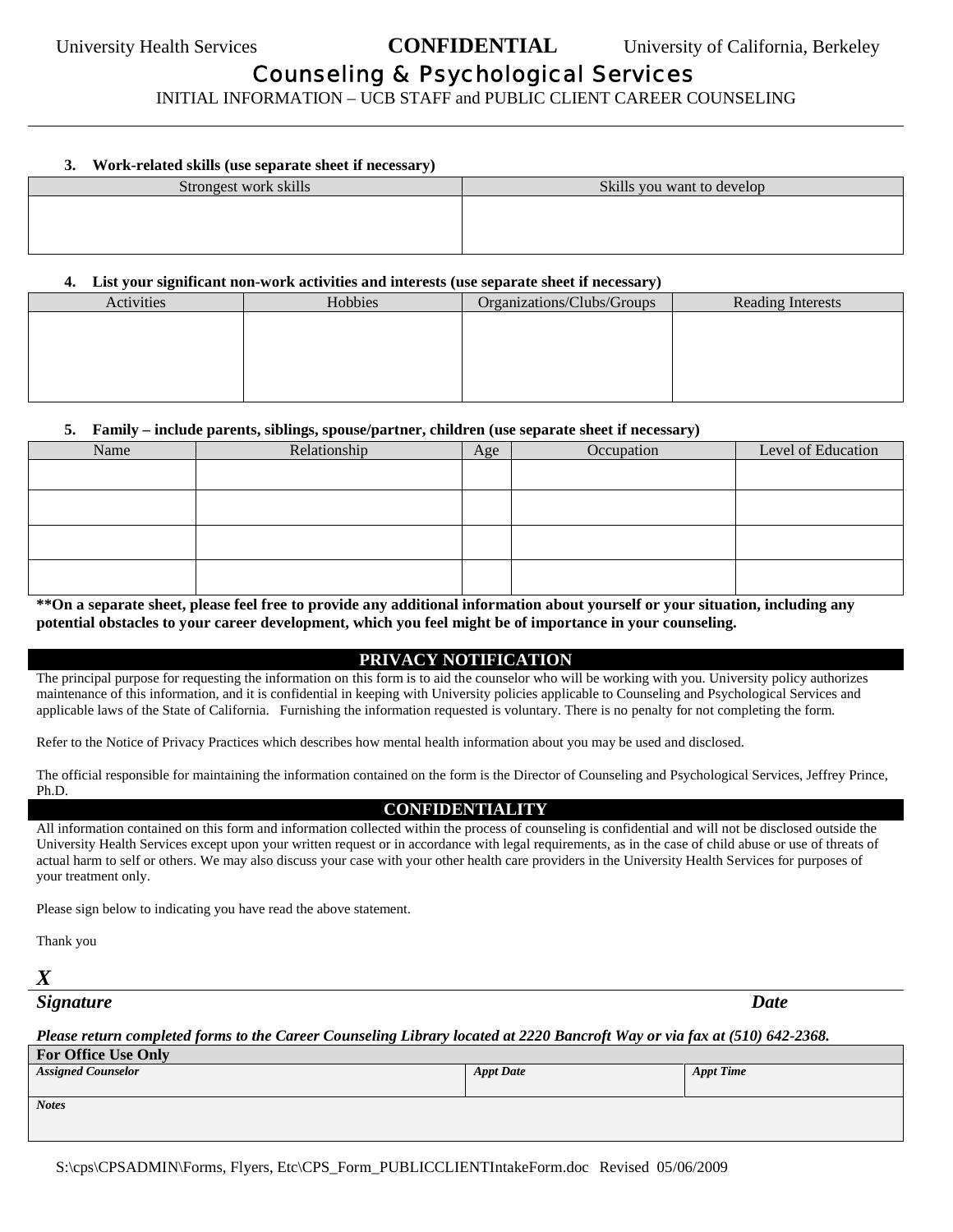University Health Services **CONFIDENTIAL** University of California, Berkeley

# Counseling & Psychological Services

INITIAL INFORMATION – UCB STAFF and PUBLIC CLIENT CAREER COUNSELING

---

**3. Work-related skills (use separate sheet if necessary)**

| Strongest work skills | Skills you want to develop |
|---|---|
| | |

**4. List your significant non-work activities and interests (use separate sheet if necessary)**

| Activities | Hobbies | Organizations/Clubs/Groups | Reading Interests |
|---|---|---|---|
| | | | |

**5. Family – include parents, siblings, spouse/partner, children (use separate sheet if necessary)**

| Name | Relationship | Age | Occupation | Level of Education |
|---|---|---|---|---|
| | | | | |
| | | | | |
| | | | | |
| | | | | |

**\*\*On a separate sheet, please feel free to provide any additional information about yourself or your situation, including any potential obstacles to your career development, which you feel might be of importance in your counseling.**

## PRIVACY NOTIFICATION

The principal purpose for requesting the information on this form is to aid the counselor who will be working with you. University policy authorizes maintenance of this information, and it is confidential in keeping with University policies applicable to Counseling and Psychological Services and applicable laws of the State of California. Furnishing the information requested is voluntary. There is no penalty for not completing the form.

Refer to the Notice of Privacy Practices which describes how mental health information about you may be used and disclosed.

The official responsible for maintaining the information contained on the form is the Director of Counseling and Psychological Services, Jeffrey Prince, Ph.D.

## CONFIDENTIALITY

All information contained on this form and information collected within the process of counseling is confidential and will not be disclosed outside the University Health Services except upon your written request or in accordance with legal requirements, as in the case of child abuse or use of threats of actual harm to self or others. We may also discuss your case with your other health care providers in the University Health Services for purposes of your treatment only.

Please sign below to indicating you have read the above statement.

Thank you

***X***

***Signature*** ***Date***

***Please return completed forms to the Career Counseling Library located at 2220 Bancroft Way or via fax at (510) 642-2368.***

| **For Office Use Only** | | |
|---|---|---|
| ***Assigned Counselor*** | ***Appt Date*** | ***Appt Time*** |
| ***Notes*** | | |

S:\cps\CPSADMIN\Forms, Flyers, Etc\CPS_Form_PUBLICCLIENTIntakeForm.doc Revised 05/06/2009